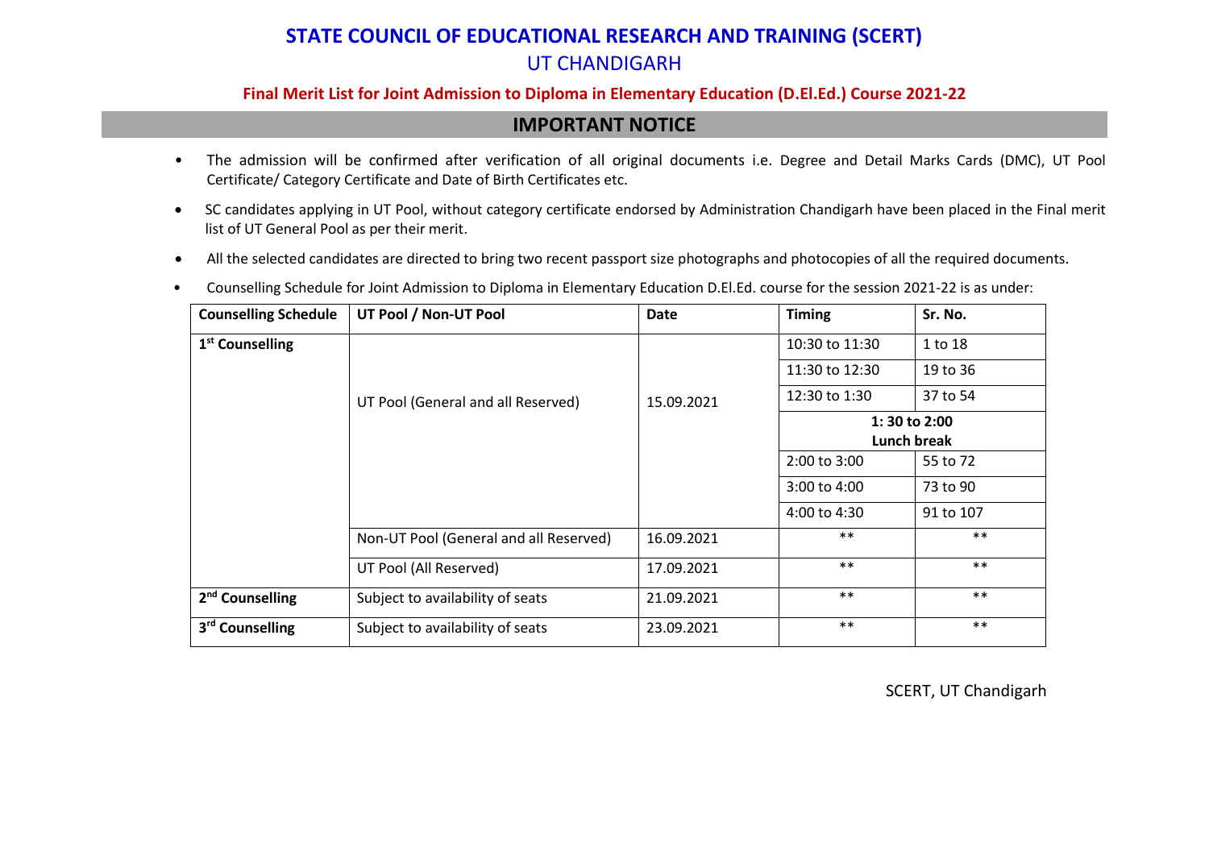# STATE COUNCIL OF EDUCATIONAL RESEARCH AND TRAINING (SCERT)

## UT CHANDIGARH

**Final Merit List for Joint Admission to Diploma in Elementary Education (D.El.Ed.) Course 2021-22**

## IMPORTANT NOTICE

- The admission will be confirmed after verification of all original documents i.e. Degree and Detail Marks Cards (DMC), UT Pool Certificate/ Category Certificate and Date of Birth Certificates etc.
- SC candidates applying in UT Pool, without category certificate endorsed by Administration Chandigarh have been placed in the Final merit list of UT General Pool as per their merit.
- All the selected candidates are directed to bring two recent passport size photographs and photocopies of all the required documents.
- Counselling Schedule for Joint Admission to Diploma in Elementary Education D.El.Ed. course for the session 2021-22 is as under:

| Counselling Schedule | UT Pool / Non-UT Pool | Date | Timing | Sr. No. |
|---|---|---|---|---|
| 1st Counselling | UT Pool (General and all Reserved) | 15.09.2021 | 10:30 to 11:30 | 1 to 18 |
| | | | 11:30 to 12:30 | 19 to 36 |
| | | | 12:30 to 1:30 | 37 to 54 |
| | | | **1: 30 to 2:00 Lunch break** | |
| | | | 2:00 to 3:00 | 55 to 72 |
| | | | 3:00 to 4:00 | 73 to 90 |
| | | | 4:00 to 4:30 | 91 to 107 |
| | Non-UT Pool (General and all Reserved) | 16.09.2021 | ** | ** |
| | UT Pool (All Reserved) | 17.09.2021 | ** | ** |
| 2nd Counselling | Subject to availability of seats | 21.09.2021 | ** | ** |
| 3rd Counselling | Subject to availability of seats | 23.09.2021 | ** | ** |

SCERT, UT Chandigarh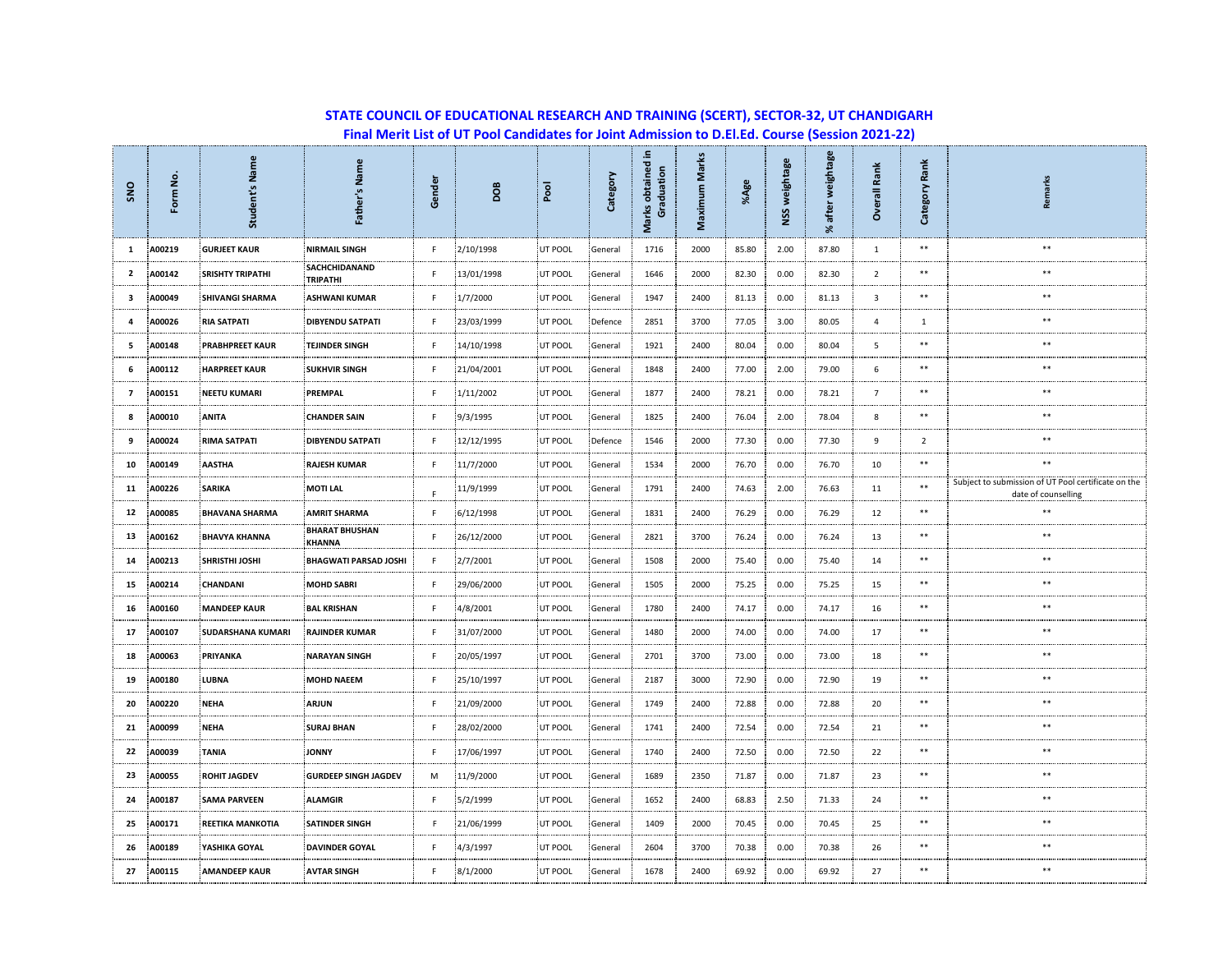# STATE COUNCIL OF EDUCATIONAL RESEARCH AND TRAINING (SCERT), SECTOR-32, UT CHANDIGARH

## Final Merit List of UT Pool Candidates for Joint Admission to D.El.Ed. Course (Session 2021-22)

| SNO | Form No. | Student's Name | Father's Name | Gender | DOB | Pool | Category | Marks obtained in Graduation | Maximum Marks | %Age | NSS weightage | % after weightage | Overall Rank | Category Rank | Remarks |
|---|---|---|---|---|---|---|---|---|---|---|---|---|---|---|---|
| 1 | A00219 | GURJEET KAUR | NIRMAIL SINGH | F | 2/10/1998 | UT POOL | General | 1716 | 2000 | 85.80 | 2.00 | 87.80 | 1 | ** | ** |
| 2 | A00142 | SRISHTY TRIPATHI | SACHCHIDANAND TRIPATHI | F | 13/01/1998 | UT POOL | General | 1646 | 2000 | 82.30 | 0.00 | 82.30 | 2 | ** | ** |
| 3 | A00049 | SHIVANGI SHARMA | ASHWANI KUMAR | F | 1/7/2000 | UT POOL | General | 1947 | 2400 | 81.13 | 0.00 | 81.13 | 3 | ** | ** |
| 4 | A00026 | RIA SATPATI | DIBYENDU SATPATI | F | 23/03/1999 | UT POOL | Defence | 2851 | 3700 | 77.05 | 3.00 | 80.05 | 4 | 1 | ** |
| 5 | A00148 | PRABHPREET KAUR | TEJINDER SINGH | F | 14/10/1998 | UT POOL | General | 1921 | 2400 | 80.04 | 0.00 | 80.04 | 5 | ** | ** |
| 6 | A00112 | HARPREET KAUR | SUKHVIR SINGH | F | 21/04/2001 | UT POOL | General | 1848 | 2400 | 77.00 | 2.00 | 79.00 | 6 | ** | ** |
| 7 | A00151 | NEETU KUMARI | PREMPAL | F | 1/11/2002 | UT POOL | General | 1877 | 2400 | 78.21 | 0.00 | 78.21 | 7 | ** | ** |
| 8 | A00010 | ANITA | CHANDER SAIN | F | 9/3/1995 | UT POOL | General | 1825 | 2400 | 76.04 | 2.00 | 78.04 | 8 | ** | ** |
| 9 | A00024 | RIMA SATPATI | DIBYENDU SATPATI | F | 12/12/1995 | UT POOL | Defence | 1546 | 2000 | 77.30 | 0.00 | 77.30 | 9 | 2 | ** |
| 10 | A00149 | AASTHA | RAJESH KUMAR | F | 11/7/2000 | UT POOL | General | 1534 | 2000 | 76.70 | 0.00 | 76.70 | 10 | ** | ** |
| 11 | A00226 | SARIKA | MOTI LAL | F | 11/9/1999 | UT POOL | General | 1791 | 2400 | 74.63 | 2.00 | 76.63 | 11 | ** | Subject to submission of UT Pool certificate on the date of counselling |
| 12 | A00085 | BHAVANA SHARMA | AMRIT SHARMA | F | 6/12/1998 | UT POOL | General | 1831 | 2400 | 76.29 | 0.00 | 76.29 | 12 | ** | ** |
| 13 | A00162 | BHAVYA KHANNA | BHARAT BHUSHAN KHANNA | F | 26/12/2000 | UT POOL | General | 2821 | 3700 | 76.24 | 0.00 | 76.24 | 13 | ** | ** |
| 14 | A00213 | SHRISTHI JOSHI | BHAGWATI PARSAD JOSHI | F | 2/7/2001 | UT POOL | General | 1508 | 2000 | 75.40 | 0.00 | 75.40 | 14 | ** | ** |
| 15 | A00214 | CHANDANI | MOHD SABRI | F | 29/06/2000 | UT POOL | General | 1505 | 2000 | 75.25 | 0.00 | 75.25 | 15 | ** | ** |
| 16 | A00160 | MANDEEP KAUR | BAL KRISHAN | F | 4/8/2001 | UT POOL | General | 1780 | 2400 | 74.17 | 0.00 | 74.17 | 16 | ** | ** |
| 17 | A00107 | SUDARSHANA KUMARI | RAJINDER KUMAR | F | 31/07/2000 | UT POOL | General | 1480 | 2000 | 74.00 | 0.00 | 74.00 | 17 | ** | ** |
| 18 | A00063 | PRIYANKA | NARAYAN SINGH | F | 20/05/1997 | UT POOL | General | 2701 | 3700 | 73.00 | 0.00 | 73.00 | 18 | ** | ** |
| 19 | A00180 | LUBNA | MOHD NAEEM | F | 25/10/1997 | UT POOL | General | 2187 | 3000 | 72.90 | 0.00 | 72.90 | 19 | ** | ** |
| 20 | A00220 | NEHA | ARJUN | F | 21/09/2000 | UT POOL | General | 1749 | 2400 | 72.88 | 0.00 | 72.88 | 20 | ** | ** |
| 21 | A00099 | NEHA | SURAJ BHAN | F | 28/02/2000 | UT POOL | General | 1741 | 2400 | 72.54 | 0.00 | 72.54 | 21 | ** | ** |
| 22 | A00039 | TANIA | JONNY | F | 17/06/1997 | UT POOL | General | 1740 | 2400 | 72.50 | 0.00 | 72.50 | 22 | ** | ** |
| 23 | A00055 | ROHIT JAGDEV | GURDEEP SINGH JAGDEV | M | 11/9/2000 | UT POOL | General | 1689 | 2350 | 71.87 | 0.00 | 71.87 | 23 | ** | ** |
| 24 | A00187 | SAMA PARVEEN | ALAMGIR | F | 5/2/1999 | UT POOL | General | 1652 | 2400 | 68.83 | 2.50 | 71.33 | 24 | ** | ** |
| 25 | A00171 | REETIKA MANKOTIA | SATINDER SINGH | F | 21/06/1999 | UT POOL | General | 1409 | 2000 | 70.45 | 0.00 | 70.45 | 25 | ** | ** |
| 26 | A00189 | YASHIKA GOYAL | DAVINDER GOYAL | F | 4/3/1997 | UT POOL | General | 2604 | 3700 | 70.38 | 0.00 | 70.38 | 26 | ** | ** |
| 27 | A00115 | AMANDEEP KAUR | AVTAR SINGH | F | 8/1/2000 | UT POOL | General | 1678 | 2400 | 69.92 | 0.00 | 69.92 | 27 | ** | ** |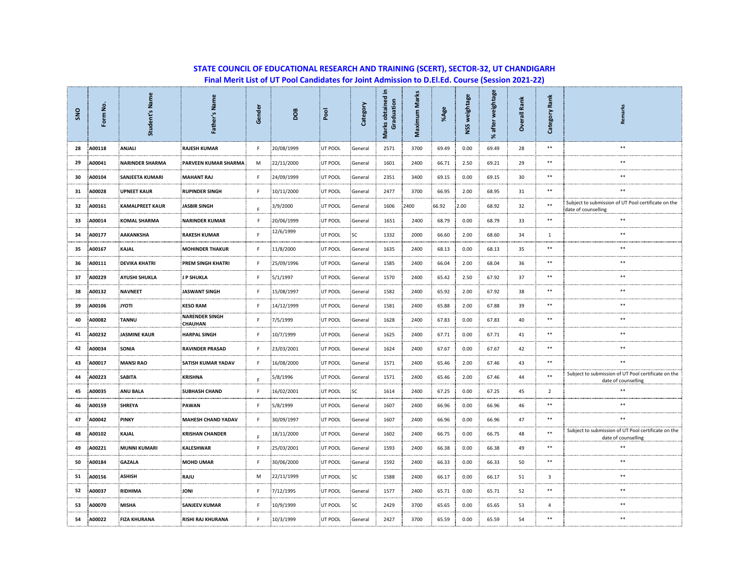## STATE COUNCIL OF EDUCATIONAL RESEARCH AND TRAINING (SCERT), SECTOR-32, UT CHANDIGARH

### Final Merit List of UT Pool Candidates for Joint Admission to D.El.Ed. Course (Session 2021-22)

| SNO | Form No. | Student's Name | Father's Name | Gender | DOB | Pool | Category | Marks obtained in Graduation | Maximum Marks | %Age | NSS weightage | % after weightage | Overall Rank | Category Rank | Remarks |
|---|---|---|---|---|---|---|---|---|---|---|---|---|---|---|---|
| 28 | A00118 | ANJALI | RAJESH KUMAR | F | 20/08/1999 | UT POOL | General | 2571 | 3700 | 69.49 | 0.00 | 69.49 | 28 | ** | ** |
| 29 | A00041 | NARINDER SHARMA | PARVEEN KUMAR SHARMA | M | 22/11/2000 | UT POOL | General | 1601 | 2400 | 66.71 | 2.50 | 69.21 | 29 | ** | ** |
| 30 | A00104 | SANJEETA KUMARI | MAHANT RAJ | F | 24/09/1999 | UT POOL | General | 2351 | 3400 | 69.15 | 0.00 | 69.15 | 30 | ** | ** |
| 31 | A00028 | UPNEET KAUR | RUPINDER SINGH | F | 10/11/2000 | UT POOL | General | 2477 | 3700 | 66.95 | 2.00 | 68.95 | 31 | ** | ** |
| 32 | A00161 | KAMALPREET KAUR | JASBIR SINGH | F | 3/9/2000 | UT POOL | General | 1606 | 2400 | 66.92 | 2.00 | 68.92 | 32 | ** | Subject to submission of UT Pool certificate on the date of counselling |
| 33 | A00014 | KOMAL SHARMA | NARINDER KUMAR | F | 20/06/1999 | UT POOL | General | 1651 | 2400 | 68.79 | 0.00 | 68.79 | 33 | ** | ** |
| 34 | A00177 | AAKANKSHA | RAKESH KUMAR | F | 12/6/1999 | UT POOL | SC | 1332 | 2000 | 66.60 | 2.00 | 68.60 | 34 | 1 | ** |
| 35 | A00167 | KAJAL | MOHINDER THAKUR | F | 11/8/2000 | UT POOL | General | 1635 | 2400 | 68.13 | 0.00 | 68.13 | 35 | ** | ** |
| 36 | A00111 | DEVIKA KHATRI | PREM SINGH KHATRI | F | 25/09/1996 | UT POOL | General | 1585 | 2400 | 66.04 | 2.00 | 68.04 | 36 | ** | ** |
| 37 | A00229 | AYUSHI SHUKLA | J P SHUKLA | F | 5/1/1997 | UT POOL | General | 1570 | 2400 | 65.42 | 2.50 | 67.92 | 37 | ** | ** |
| 38 | A00132 | NAVNEET | JASWANT SINGH | F | 15/08/1997 | UT POOL | General | 1582 | 2400 | 65.92 | 2.00 | 67.92 | 38 | ** | ** |
| 39 | A00106 | JYOTI | KESO RAM | F | 14/12/1999 | UT POOL | General | 1581 | 2400 | 65.88 | 2.00 | 67.88 | 39 | ** | ** |
| 40 | A00082 | TANNU | NARENDER SINGH CHAUHAN | F | 7/5/1999 | UT POOL | General | 1628 | 2400 | 67.83 | 0.00 | 67.83 | 40 | ** | ** |
| 41 | A00232 | JASMINE KAUR | HARPAL SINGH | F | 10/7/1999 | UT POOL | General | 1625 | 2400 | 67.71 | 0.00 | 67.71 | 41 | ** | ** |
| 42 | A00034 | SONIA | RAVINDER PRASAD | F | 23/03/2001 | UT POOL | General | 1624 | 2400 | 67.67 | 0.00 | 67.67 | 42 | ** | ** |
| 43 | A00017 | MANSI RAO | SATISH KUMAR YADAV | F | 16/08/2000 | UT POOL | General | 1571 | 2400 | 65.46 | 2.00 | 67.46 | 43 | ** | ** |
| 44 | A00223 | SABITA | KRISHNA | F | 5/8/1996 | UT POOL | General | 1571 | 2400 | 65.46 | 2.00 | 67.46 | 44 | ** | Subject to submission of UT Pool certificate on the date of counselling |
| 45 | A00035 | ANU BALA | SUBHASH CHAND | F | 16/02/2001 | UT POOL | SC | 1614 | 2400 | 67.25 | 0.00 | 67.25 | 45 | 2 | ** |
| 46 | A00159 | SHREYA | PAWAN | F | 5/8/1999 | UT POOL | General | 1607 | 2400 | 66.96 | 0.00 | 66.96 | 46 | ** | ** |
| 47 | A00042 | PINKY | MAHESH CHAND YADAV | F | 30/09/1997 | UT POOL | General | 1607 | 2400 | 66.96 | 0.00 | 66.96 | 47 | ** | ** |
| 48 | A00102 | KAJAL | KRISHAN CHANDER | F | 18/11/2000 | UT POOL | General | 1602 | 2400 | 66.75 | 0.00 | 66.75 | 48 | ** | Subject to submission of UT Pool certificate on the date of counselling |
| 49 | A00221 | MUNNI KUMARI | KALESHWAR | F | 25/03/2001 | UT POOL | General | 1593 | 2400 | 66.38 | 0.00 | 66.38 | 49 | ** | ** |
| 50 | A00184 | GAZALA | MOHD UMAR | F | 30/06/2000 | UT POOL | General | 1592 | 2400 | 66.33 | 0.00 | 66.33 | 50 | ** | ** |
| 51 | A00156 | ASHISH | RAJU | M | 22/11/1999 | UT POOL | SC | 1588 | 2400 | 66.17 | 0.00 | 66.17 | 51 | 3 | ** |
| 52 | A00037 | RIDHIMA | JONI | F | 7/12/1995 | UT POOL | General | 1577 | 2400 | 65.71 | 0.00 | 65.71 | 52 | ** | ** |
| 53 | A00070 | MISHA | SANJEEV KUMAR | F | 10/9/1999 | UT POOL | SC | 2429 | 3700 | 65.65 | 0.00 | 65.65 | 53 | 4 | ** |
| 54 | A00022 | FIZA KHURANA | RISHI RAJ KHURANA | F | 10/3/1999 | UT POOL | General | 2427 | 3700 | 65.59 | 0.00 | 65.59 | 54 | ** | ** |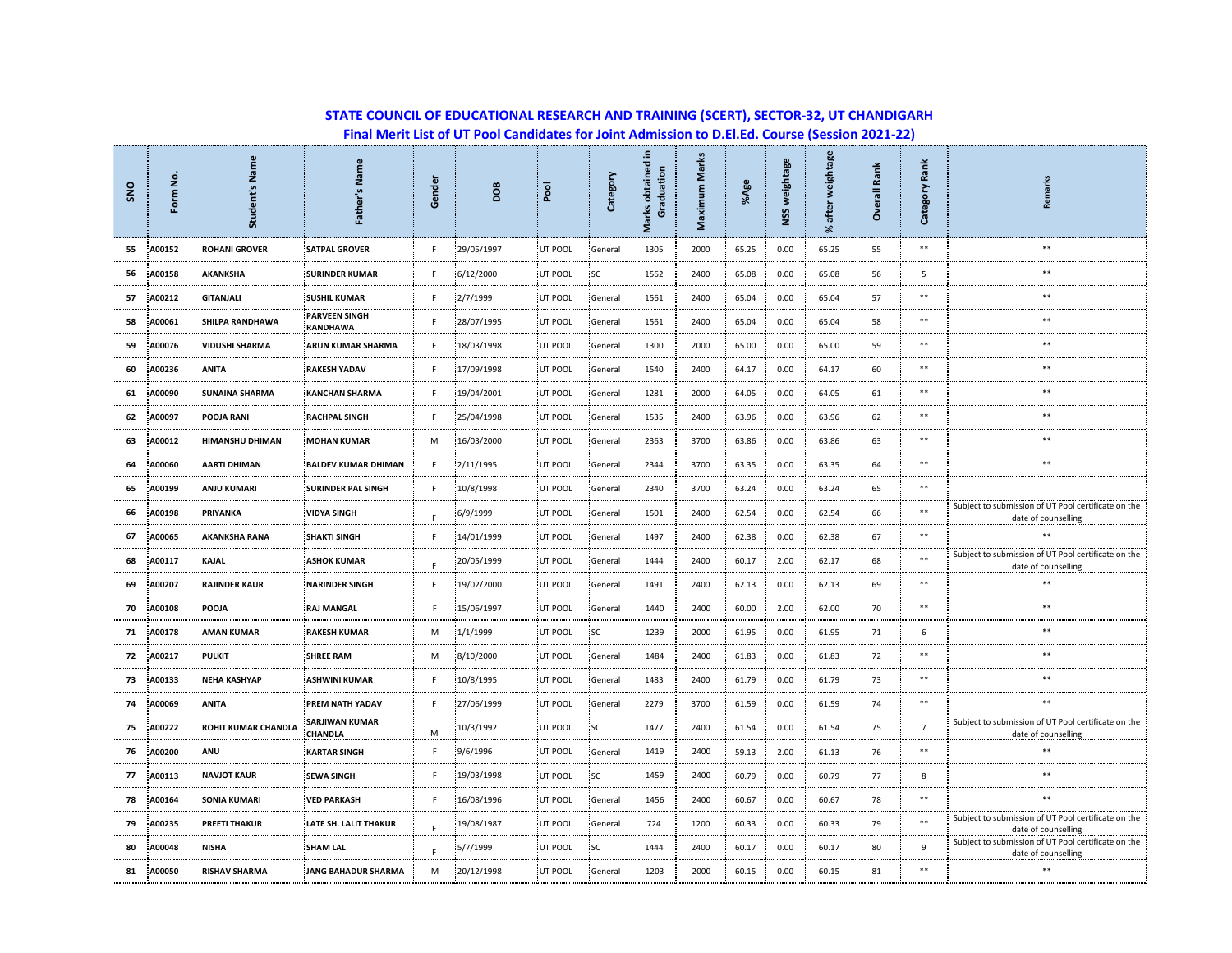## STATE COUNCIL OF EDUCATIONAL RESEARCH AND TRAINING (SCERT), SECTOR-32, UT CHANDIGARH

### Final Merit List of UT Pool Candidates for Joint Admission to D.El.Ed. Course (Session 2021-22)

| SNO | Form No. | Student's Name | Father's Name | Gender | DOB | Pool | Category | Marks obtained in Graduation | Maximum Marks | %Age | NSS weightage | % after weightage | Overall Rank | Category Rank | Remarks |
|---|---|---|---|---|---|---|---|---|---|---|---|---|---|---|---|
| 55 | A00152 | ROHANI GROVER | SATPAL GROVER | F | 29/05/1997 | UT POOL | General | 1305 | 2000 | 65.25 | 0.00 | 65.25 | 55 | ** | ** |
| 56 | A00158 | AKANKSHA | SURINDER KUMAR | F | 6/12/2000 | UT POOL | SC | 1562 | 2400 | 65.08 | 0.00 | 65.08 | 56 | 5 | ** |
| 57 | A00212 | GITANJALI | SUSHIL KUMAR | F | 2/7/1999 | UT POOL | General | 1561 | 2400 | 65.04 | 0.00 | 65.04 | 57 | ** | ** |
| 58 | A00061 | SHILPA RANDHAWA | PARVEEN SINGH RANDHAWA | F | 28/07/1995 | UT POOL | General | 1561 | 2400 | 65.04 | 0.00 | 65.04 | 58 | ** | ** |
| 59 | A00076 | VIDUSHI SHARMA | ARUN KUMAR SHARMA | F | 18/03/1998 | UT POOL | General | 1300 | 2000 | 65.00 | 0.00 | 65.00 | 59 | ** | ** |
| 60 | A00236 | ANITA | RAKESH YADAV | F | 17/09/1998 | UT POOL | General | 1540 | 2400 | 64.17 | 0.00 | 64.17 | 60 | ** | ** |
| 61 | A00090 | SUNAINA SHARMA | KANCHAN SHARMA | F | 19/04/2001 | UT POOL | General | 1281 | 2000 | 64.05 | 0.00 | 64.05 | 61 | ** | ** |
| 62 | A00097 | POOJA RANI | RACHPAL SINGH | F | 25/04/1998 | UT POOL | General | 1535 | 2400 | 63.96 | 0.00 | 63.96 | 62 | ** | ** |
| 63 | A00012 | HIMANSHU DHIMAN | MOHAN KUMAR | M | 16/03/2000 | UT POOL | General | 2363 | 3700 | 63.86 | 0.00 | 63.86 | 63 | ** | ** |
| 64 | A00060 | AARTI DHIMAN | BALDEV KUMAR DHIMAN | F | 2/11/1995 | UT POOL | General | 2344 | 3700 | 63.35 | 0.00 | 63.35 | 64 | ** | ** |
| 65 | A00199 | ANJU KUMARI | SURINDER PAL SINGH | F | 10/8/1998 | UT POOL | General | 2340 | 3700 | 63.24 | 0.00 | 63.24 | 65 | ** | |
| 66 | A00198 | PRIYANKA | VIDYA SINGH | F | 6/9/1999 | UT POOL | General | 1501 | 2400 | 62.54 | 0.00 | 62.54 | 66 | ** | Subject to submission of UT Pool certificate on the date of counselling |
| 67 | A00065 | AKANKSHA RANA | SHAKTI SINGH | F | 14/01/1999 | UT POOL | General | 1497 | 2400 | 62.38 | 0.00 | 62.38 | 67 | ** | ** |
| 68 | A00117 | KAJAL | ASHOK KUMAR | F | 20/05/1999 | UT POOL | General | 1444 | 2400 | 60.17 | 2.00 | 62.17 | 68 | ** | Subject to submission of UT Pool certificate on the date of counselling |
| 69 | A00207 | RAJINDER KAUR | NARINDER SINGH | F | 19/02/2000 | UT POOL | General | 1491 | 2400 | 62.13 | 0.00 | 62.13 | 69 | ** | ** |
| 70 | A00108 | POOJA | RAJ MANGAL | F | 15/06/1997 | UT POOL | General | 1440 | 2400 | 60.00 | 2.00 | 62.00 | 70 | ** | ** |
| 71 | A00178 | AMAN KUMAR | RAKESH KUMAR | M | 1/1/1999 | UT POOL | SC | 1239 | 2000 | 61.95 | 0.00 | 61.95 | 71 | 6 | ** |
| 72 | A00217 | PULKIT | SHREE RAM | M | 8/10/2000 | UT POOL | General | 1484 | 2400 | 61.83 | 0.00 | 61.83 | 72 | ** | ** |
| 73 | A00133 | NEHA KASHYAP | ASHWINI KUMAR | F | 10/8/1995 | UT POOL | General | 1483 | 2400 | 61.79 | 0.00 | 61.79 | 73 | ** | ** |
| 74 | A00069 | ANITA | PREM NATH YADAV | F | 27/06/1999 | UT POOL | General | 2279 | 3700 | 61.59 | 0.00 | 61.59 | 74 | ** | ** |
| 75 | A00222 | ROHIT KUMAR CHANDLA | SARJIWAN KUMAR CHANDLA | M | 10/3/1992 | UT POOL | SC | 1477 | 2400 | 61.54 | 0.00 | 61.54 | 75 | 7 | Subject to submission of UT Pool certificate on the date of counselling |
| 76 | A00200 | ANU | KARTAR SINGH | F | 9/6/1996 | UT POOL | General | 1419 | 2400 | 59.13 | 2.00 | 61.13 | 76 | ** | ** |
| 77 | A00113 | NAVJOT KAUR | SEWA SINGH | F | 19/03/1998 | UT POOL | SC | 1459 | 2400 | 60.79 | 0.00 | 60.79 | 77 | 8 | ** |
| 78 | A00164 | SONIA KUMARI | VED PARKASH | F | 16/08/1996 | UT POOL | General | 1456 | 2400 | 60.67 | 0.00 | 60.67 | 78 | ** | ** |
| 79 | A00235 | PREETI THAKUR | LATE SH. LALIT THAKUR | F | 19/08/1987 | UT POOL | General | 724 | 1200 | 60.33 | 0.00 | 60.33 | 79 | ** | Subject to submission of UT Pool certificate on the date of counselling |
| 80 | A00048 | NISHA | SHAM LAL | F | 5/7/1999 | UT POOL | SC | 1444 | 2400 | 60.17 | 0.00 | 60.17 | 80 | 9 | Subject to submission of UT Pool certificate on the date of counselling |
| 81 | A00050 | RISHAV SHARMA | JANG BAHADUR SHARMA | M | 20/12/1998 | UT POOL | General | 1203 | 2000 | 60.15 | 0.00 | 60.15 | 81 | ** | ** |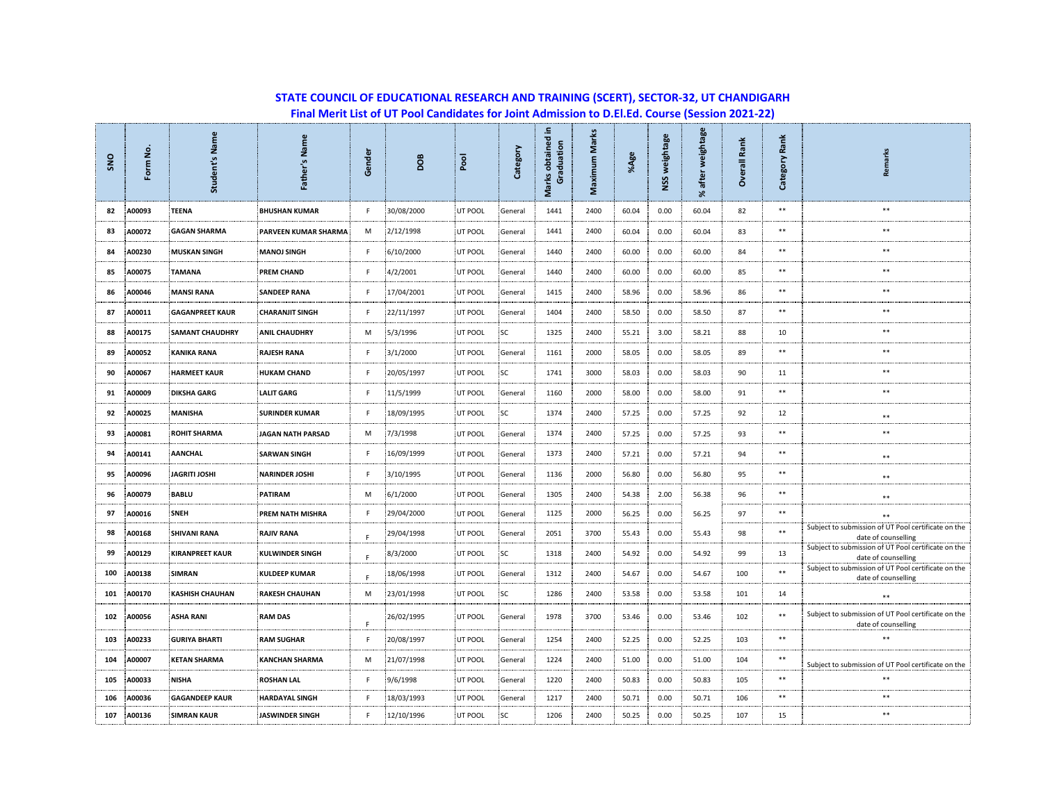**STATE COUNCIL OF EDUCATIONAL RESEARCH AND TRAINING (SCERT), SECTOR-32, UT CHANDIGARH**
**Final Merit List of UT Pool Candidates for Joint Admission to D.El.Ed. Course (Session 2021-22)**

| SNO | Form No. | Student's Name | Father's Name | Gender | DOB | Pool | Category | Marks obtained in Graduation | Maximum Marks | %Age | NSS weightage | % after weightage | Overall Rank | Category Rank | Remarks |
|---|---|---|---|---|---|---|---|---|---|---|---|---|---|---|---|
| 82 | A00093 | TEENA | BHUSHAN KUMAR | F | 30/08/2000 | UT POOL | General | 1441 | 2400 | 60.04 | 0.00 | 60.04 | 82 | ** | ** |
| 83 | A00072 | GAGAN SHARMA | PARVEEN KUMAR SHARMA | M | 2/12/1998 | UT POOL | General | 1441 | 2400 | 60.04 | 0.00 | 60.04 | 83 | ** | ** |
| 84 | A00230 | MUSKAN SINGH | MANOJ SINGH | F | 6/10/2000 | UT POOL | General | 1440 | 2400 | 60.00 | 0.00 | 60.00 | 84 | ** | ** |
| 85 | A00075 | TAMANA | PREM CHAND | F | 4/2/2001 | UT POOL | General | 1440 | 2400 | 60.00 | 0.00 | 60.00 | 85 | ** | ** |
| 86 | A00046 | MANSI RANA | SANDEEP RANA | F | 17/04/2001 | UT POOL | General | 1415 | 2400 | 58.96 | 0.00 | 58.96 | 86 | ** | ** |
| 87 | A00011 | GAGANPREET KAUR | CHARANJIT SINGH | F | 22/11/1997 | UT POOL | General | 1404 | 2400 | 58.50 | 0.00 | 58.50 | 87 | ** | ** |
| 88 | A00175 | SAMANT CHAUDHRY | ANIL CHAUDHRY | M | 5/3/1996 | UT POOL | SC | 1325 | 2400 | 55.21 | 3.00 | 58.21 | 88 | 10 | ** |
| 89 | A00052 | KANIKA RANA | RAJESH RANA | F | 3/1/2000 | UT POOL | General | 1161 | 2000 | 58.05 | 0.00 | 58.05 | 89 | ** | ** |
| 90 | A00067 | HARMEET KAUR | HUKAM CHAND | F | 20/05/1997 | UT POOL | SC | 1741 | 3000 | 58.03 | 0.00 | 58.03 | 90 | 11 | ** |
| 91 | A00009 | DIKSHA GARG | LALIT GARG | F | 11/5/1999 | UT POOL | General | 1160 | 2000 | 58.00 | 0.00 | 58.00 | 91 | ** | ** |
| 92 | A00025 | MANISHA | SURINDER KUMAR | F | 18/09/1995 | UT POOL | SC | 1374 | 2400 | 57.25 | 0.00 | 57.25 | 92 | 12 | ** |
| 93 | A00081 | ROHIT SHARMA | JAGAN NATH PARSAD | M | 7/3/1998 | UT POOL | General | 1374 | 2400 | 57.25 | 0.00 | 57.25 | 93 | ** | ** |
| 94 | A00141 | AANCHAL | SARWAN SINGH | F | 16/09/1999 | UT POOL | General | 1373 | 2400 | 57.21 | 0.00 | 57.21 | 94 | ** | ** |
| 95 | A00096 | JAGRITI JOSHI | NARINDER JOSHI | F | 3/10/1995 | UT POOL | General | 1136 | 2000 | 56.80 | 0.00 | 56.80 | 95 | ** | ** |
| 96 | A00079 | BABLU | PATIRAM | M | 6/1/2000 | UT POOL | General | 1305 | 2400 | 54.38 | 2.00 | 56.38 | 96 | ** | ** |
| 97 | A00016 | SNEH | PREM NATH MISHRA | F | 29/04/2000 | UT POOL | General | 1125 | 2000 | 56.25 | 0.00 | 56.25 | 97 | ** | ** |
| 98 | A00168 | SHIVANI RANA | RAJIV RANA | F | 29/04/1998 | UT POOL | General | 2051 | 3700 | 55.43 | 0.00 | 55.43 | 98 | ** | Subject to submission of UT Pool certificate on the date of counselling |
| 99 | A00129 | KIRANPREET KAUR | KULWINDER SINGH | F | 8/3/2000 | UT POOL | SC | 1318 | 2400 | 54.92 | 0.00 | 54.92 | 99 | 13 | Subject to submission of UT Pool certificate on the date of counselling |
| 100 | A00138 | SIMRAN | KULDEEP KUMAR | F | 18/06/1998 | UT POOL | General | 1312 | 2400 | 54.67 | 0.00 | 54.67 | 100 | ** | Subject to submission of UT Pool certificate on the date of counselling |
| 101 | A00170 | KASHISH CHAUHAN | RAKESH CHAUHAN | M | 23/01/1998 | UT POOL | SC | 1286 | 2400 | 53.58 | 0.00 | 53.58 | 101 | 14 | ** |
| 102 | A00056 | ASHA RANI | RAM DAS | F | 26/02/1995 | UT POOL | General | 1978 | 3700 | 53.46 | 0.00 | 53.46 | 102 | ** | Subject to submission of UT Pool certificate on the date of counselling |
| 103 | A00233 | GURIYA BHARTI | RAM SUGHAR | F | 20/08/1997 | UT POOL | General | 1254 | 2400 | 52.25 | 0.00 | 52.25 | 103 | ** | ** |
| 104 | A00007 | KETAN SHARMA | KANCHAN SHARMA | M | 21/07/1998 | UT POOL | General | 1224 | 2400 | 51.00 | 0.00 | 51.00 | 104 | ** | Subject to submission of UT Pool certificate on the |
| 105 | A00033 | NISHA | ROSHAN LAL | F | 9/6/1998 | UT POOL | General | 1220 | 2400 | 50.83 | 0.00 | 50.83 | 105 | ** | ** |
| 106 | A00036 | GAGANDEEP KAUR | HARDAYAL SINGH | F | 18/03/1993 | UT POOL | General | 1217 | 2400 | 50.71 | 0.00 | 50.71 | 106 | ** | ** |
| 107 | A00136 | SIMRAN KAUR | JASWINDER SINGH | F | 12/10/1996 | UT POOL | SC | 1206 | 2400 | 50.25 | 0.00 | 50.25 | 107 | 15 | ** |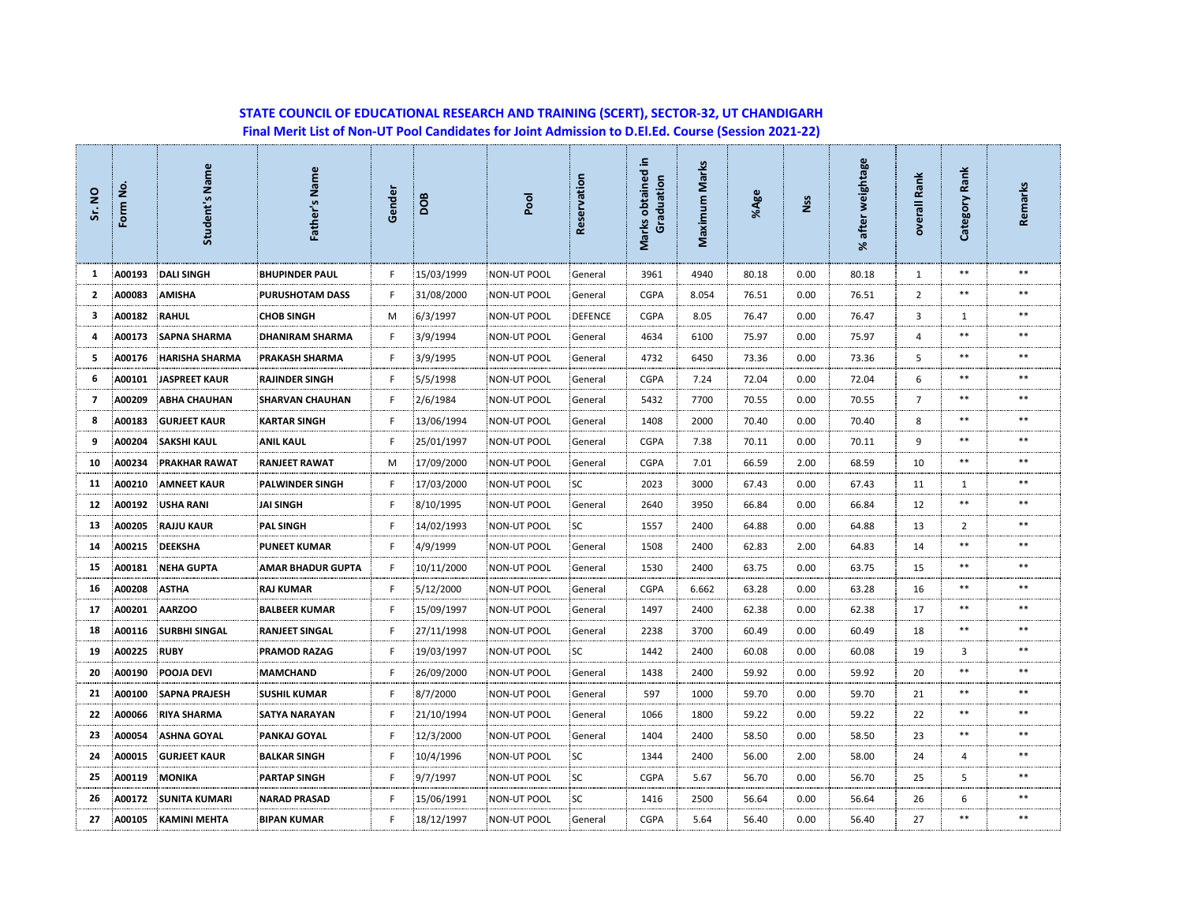## STATE COUNCIL OF EDUCATIONAL RESEARCH AND TRAINING (SCERT), SECTOR-32, UT CHANDIGARH

### Final Merit List of Non-UT Pool Candidates for Joint Admission to D.El.Ed. Course (Session 2021-22)

| Sr. NO | Form No. | Student's Name | Father's Name | Gender | DOB | Pool | Reservation | Marks obtained in Graduation | Maximum Marks | %Age | Nss | % after weightage | overall Rank | Category Rank | Remarks |
|---|---|---|---|---|---|---|---|---|---|---|---|---|---|---|---|
| 1 | A00193 | DALI SINGH | BHUPINDER PAUL | F | 15/03/1999 | NON-UT POOL | General | 3961 | 4940 | 80.18 | 0.00 | 80.18 | 1 | ** | ** |
| 2 | A00083 | AMISHA | PURUSHOTAM DASS | F | 31/08/2000 | NON-UT POOL | General | CGPA | 8.054 | 76.51 | 0.00 | 76.51 | 2 | ** | ** |
| 3 | A00182 | RAHUL | CHOB SINGH | M | 6/3/1997 | NON-UT POOL | DEFENCE | CGPA | 8.05 | 76.47 | 0.00 | 76.47 | 3 | 1 | ** |
| 4 | A00173 | SAPNA SHARMA | DHANIRAM SHARMA | F | 3/9/1994 | NON-UT POOL | General | 4634 | 6100 | 75.97 | 0.00 | 75.97 | 4 | ** | ** |
| 5 | A00176 | HARISHA SHARMA | PRAKASH SHARMA | F | 3/9/1995 | NON-UT POOL | General | 4732 | 6450 | 73.36 | 0.00 | 73.36 | 5 | ** | ** |
| 6 | A00101 | JASPREET KAUR | RAJINDER SINGH | F | 5/5/1998 | NON-UT POOL | General | CGPA | 7.24 | 72.04 | 0.00 | 72.04 | 6 | ** | ** |
| 7 | A00209 | ABHA CHAUHAN | SHARVAN CHAUHAN | F | 2/6/1984 | NON-UT POOL | General | 5432 | 7700 | 70.55 | 0.00 | 70.55 | 7 | ** | ** |
| 8 | A00183 | GURJEET KAUR | KARTAR SINGH | F | 13/06/1994 | NON-UT POOL | General | 1408 | 2000 | 70.40 | 0.00 | 70.40 | 8 | ** | ** |
| 9 | A00204 | SAKSHI KAUL | ANIL KAUL | F | 25/01/1997 | NON-UT POOL | General | CGPA | 7.38 | 70.11 | 0.00 | 70.11 | 9 | ** | ** |
| 10 | A00234 | PRAKHAR RAWAT | RANJEET RAWAT | M | 17/09/2000 | NON-UT POOL | General | CGPA | 7.01 | 66.59 | 2.00 | 68.59 | 10 | ** | ** |
| 11 | A00210 | AMNEET KAUR | PALWINDER SINGH | F | 17/03/2000 | NON-UT POOL | SC | 2023 | 3000 | 67.43 | 0.00 | 67.43 | 11 | 1 | ** |
| 12 | A00192 | USHA RANI | JAI SINGH | F | 8/10/1995 | NON-UT POOL | General | 2640 | 3950 | 66.84 | 0.00 | 66.84 | 12 | ** | ** |
| 13 | A00205 | RAJJU KAUR | PAL SINGH | F | 14/02/1993 | NON-UT POOL | SC | 1557 | 2400 | 64.88 | 0.00 | 64.88 | 13 | 2 | ** |
| 14 | A00215 | DEEKSHA | PUNEET KUMAR | F | 4/9/1999 | NON-UT POOL | General | 1508 | 2400 | 62.83 | 2.00 | 64.83 | 14 | ** | ** |
| 15 | A00181 | NEHA GUPTA | AMAR BHADUR GUPTA | F | 10/11/2000 | NON-UT POOL | General | 1530 | 2400 | 63.75 | 0.00 | 63.75 | 15 | ** | ** |
| 16 | A00208 | ASTHA | RAJ KUMAR | F | 5/12/2000 | NON-UT POOL | General | CGPA | 6.662 | 63.28 | 0.00 | 63.28 | 16 | ** | ** |
| 17 | A00201 | AARZOO | BALBEER KUMAR | F | 15/09/1997 | NON-UT POOL | General | 1497 | 2400 | 62.38 | 0.00 | 62.38 | 17 | ** | ** |
| 18 | A00116 | SURBHI SINGAL | RANJEET SINGAL | F | 27/11/1998 | NON-UT POOL | General | 2238 | 3700 | 60.49 | 0.00 | 60.49 | 18 | ** | ** |
| 19 | A00225 | RUBY | PRAMOD RAZAG | F | 19/03/1997 | NON-UT POOL | SC | 1442 | 2400 | 60.08 | 0.00 | 60.08 | 19 | 3 | ** |
| 20 | A00190 | POOJA DEVI | MAMCHAND | F | 26/09/2000 | NON-UT POOL | General | 1438 | 2400 | 59.92 | 0.00 | 59.92 | 20 | ** | ** |
| 21 | A00100 | SAPNA PRAJESH | SUSHIL KUMAR | F | 8/7/2000 | NON-UT POOL | General | 597 | 1000 | 59.70 | 0.00 | 59.70 | 21 | ** | ** |
| 22 | A00066 | RIYA SHARMA | SATYA NARAYAN | F | 21/10/1994 | NON-UT POOL | General | 1066 | 1800 | 59.22 | 0.00 | 59.22 | 22 | ** | ** |
| 23 | A00054 | ASHNA GOYAL | PANKAJ GOYAL | F | 12/3/2000 | NON-UT POOL | General | 1404 | 2400 | 58.50 | 0.00 | 58.50 | 23 | ** | ** |
| 24 | A00015 | GURJEET KAUR | BALKAR SINGH | F | 10/4/1996 | NON-UT POOL | SC | 1344 | 2400 | 56.00 | 2.00 | 58.00 | 24 | 4 | ** |
| 25 | A00119 | MONIKA | PARTAP SINGH | F | 9/7/1997 | NON-UT POOL | SC | CGPA | 5.67 | 56.70 | 0.00 | 56.70 | 25 | 5 | ** |
| 26 | A00172 | SUNITA KUMARI | NARAD PRASAD | F | 15/06/1991 | NON-UT POOL | SC | 1416 | 2500 | 56.64 | 0.00 | 56.64 | 26 | 6 | ** |
| 27 | A00105 | KAMINI MEHTA | BIPAN KUMAR | F | 18/12/1997 | NON-UT POOL | General | CGPA | 5.64 | 56.40 | 0.00 | 56.40 | 27 | ** | ** |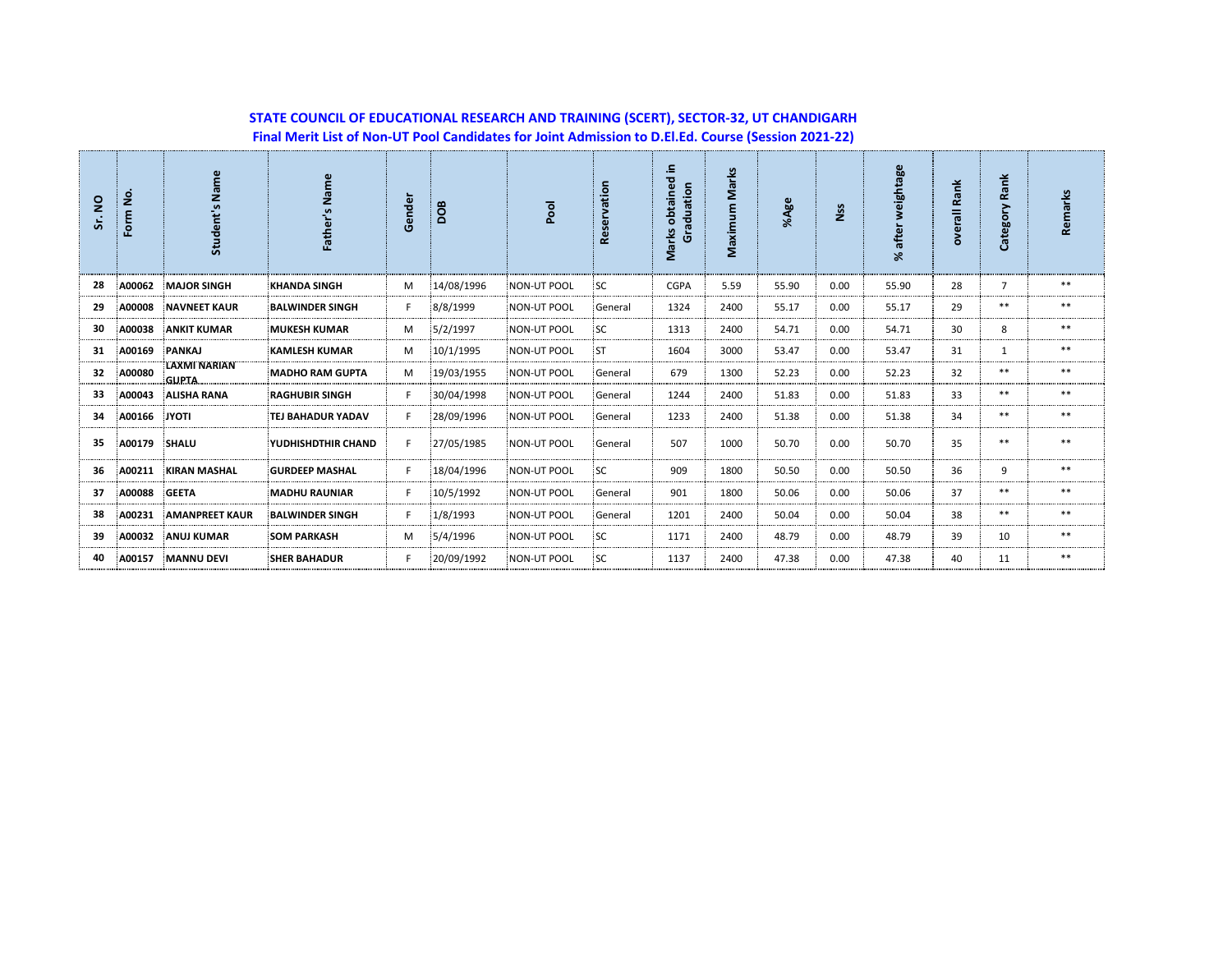**STATE COUNCIL OF EDUCATIONAL RESEARCH AND TRAINING (SCERT), SECTOR-32, UT CHANDIGARH**

**Final Merit List of Non-UT Pool Candidates for Joint Admission to D.El.Ed. Course (Session 2021-22)**

| Sr. NO | Form No. | Student's Name | Father's Name | Gender | DOB | Pool | Reservation | Marks obtained in Graduation | Maximum Marks | %Age | Nss | % after weightage | overall Rank | Category Rank | Remarks |
|---|---|---|---|---|---|---|---|---|---|---|---|---|---|---|---|
| 28 | A00062 | MAJOR SINGH | KHANDA SINGH | M | 14/08/1996 | NON-UT POOL | SC | CGPA | 5.59 | 55.90 | 0.00 | 55.90 | 28 | 7 | ** |
| 29 | A00008 | NAVNEET KAUR | BALWINDER SINGH | F | 8/8/1999 | NON-UT POOL | General | 1324 | 2400 | 55.17 | 0.00 | 55.17 | 29 | ** | ** |
| 30 | A00038 | ANKIT KUMAR | MUKESH KUMAR | M | 5/2/1997 | NON-UT POOL | SC | 1313 | 2400 | 54.71 | 0.00 | 54.71 | 30 | 8 | ** |
| 31 | A00169 | PANKAJ | KAMLESH KUMAR | M | 10/1/1995 | NON-UT POOL | ST | 1604 | 3000 | 53.47 | 0.00 | 53.47 | 31 | 1 | ** |
| 32 | A00080 | LAXMI NARIAN GUPTA | MADHO RAM GUPTA | M | 19/03/1955 | NON-UT POOL | General | 679 | 1300 | 52.23 | 0.00 | 52.23 | 32 | ** | ** |
| 33 | A00043 | ALISHA RANA | RAGHUBIR SINGH | F | 30/04/1998 | NON-UT POOL | General | 1244 | 2400 | 51.83 | 0.00 | 51.83 | 33 | ** | ** |
| 34 | A00166 | JYOTI | TEJ BAHADUR YADAV | F | 28/09/1996 | NON-UT POOL | General | 1233 | 2400 | 51.38 | 0.00 | 51.38 | 34 | ** | ** |
| 35 | A00179 | SHALU | YUDHISHDTHIR CHAND | F | 27/05/1985 | NON-UT POOL | General | 507 | 1000 | 50.70 | 0.00 | 50.70 | 35 | ** | ** |
| 36 | A00211 | KIRAN MASHAL | GURDEEP MASHAL | F | 18/04/1996 | NON-UT POOL | SC | 909 | 1800 | 50.50 | 0.00 | 50.50 | 36 | 9 | ** |
| 37 | A00088 | GEETA | MADHU RAUNIAR | F | 10/5/1992 | NON-UT POOL | General | 901 | 1800 | 50.06 | 0.00 | 50.06 | 37 | ** | ** |
| 38 | A00231 | AMANPREET KAUR | BALWINDER SINGH | F | 1/8/1993 | NON-UT POOL | General | 1201 | 2400 | 50.04 | 0.00 | 50.04 | 38 | ** | ** |
| 39 | A00032 | ANUJ KUMAR | SOM PARKASH | M | 5/4/1996 | NON-UT POOL | SC | 1171 | 2400 | 48.79 | 0.00 | 48.79 | 39 | 10 | ** |
| 40 | A00157 | MANNU DEVI | SHER BAHADUR | F | 20/09/1992 | NON-UT POOL | SC | 1137 | 2400 | 47.38 | 0.00 | 47.38 | 40 | 11 | ** |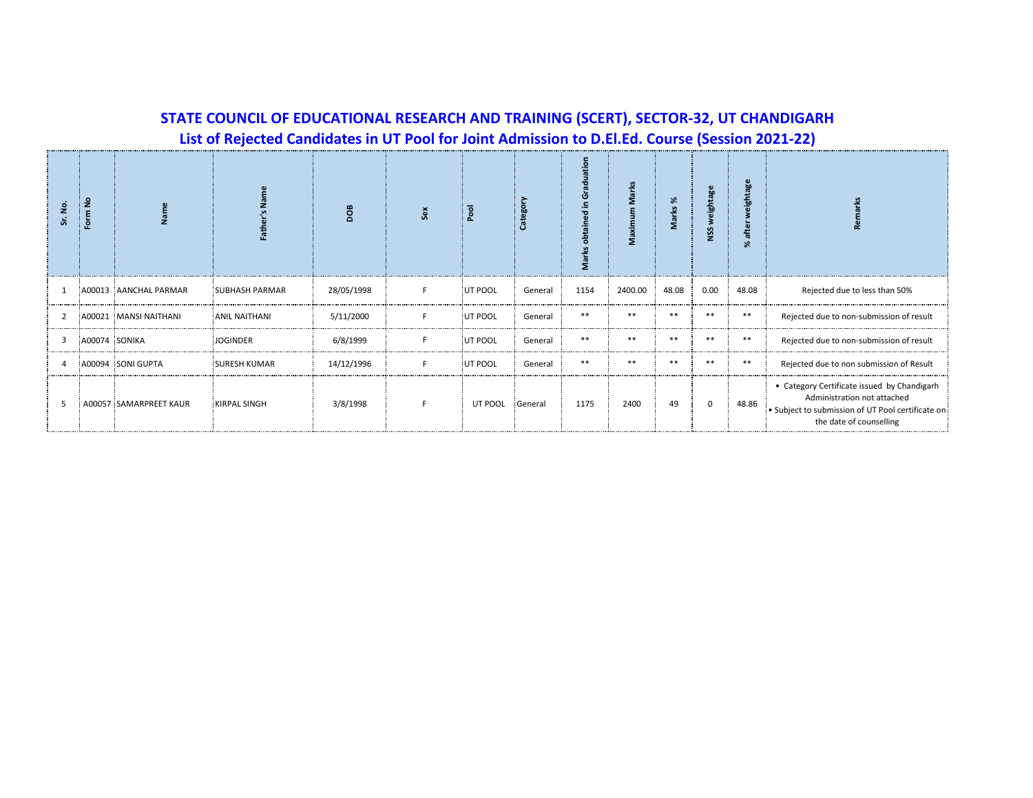# STATE COUNCIL OF EDUCATIONAL RESEARCH AND TRAINING (SCERT), SECTOR-32, UT CHANDIGARH

## List of Rejected Candidates in UT Pool for Joint Admission to D.El.Ed. Course (Session 2021-22)

| Sr. No. | Form No | Name | Father's Name | DOB | Sex | Pool | Category | Marks obtained in Graduation | Maximum Marks | Marks % | NSS weightage | % after weightage | Remarks |
|---|---|---|---|---|---|---|---|---|---|---|---|---|---|
| 1 | A00013 | AANCHAL PARMAR | SUBHASH PARMAR | 28/05/1998 | F | UT POOL | General | 1154 | 2400.00 | 48.08 | 0.00 | 48.08 | Rejected due to less than 50% |
| 2 | A00021 | MANSI NAITHANI | ANIL NAITHANI | 5/11/2000 | F | UT POOL | General | ** | ** | ** | ** | ** | Rejected due to non-submission of result |
| 3 | A00074 | SONIKA | JOGINDER | 6/8/1999 | F | UT POOL | General | ** | ** | ** | ** | ** | Rejected due to non-submission of result |
| 4 | A00094 | SONI GUPTA | SURESH KUMAR | 14/12/1996 | F | UT POOL | General | ** | ** | ** | ** | ** | Rejected due to non submission of Result |
| 5 | A00057 | SAMARPREET KAUR | KIRPAL SINGH | 3/8/1998 | F | UT POOL | General | 1175 | 2400 | 49 | 0 | 48.86 | • Category Certificate issued by Chandigarh Administration not attached • Subject to submission of UT Pool certificate on the date of counselling |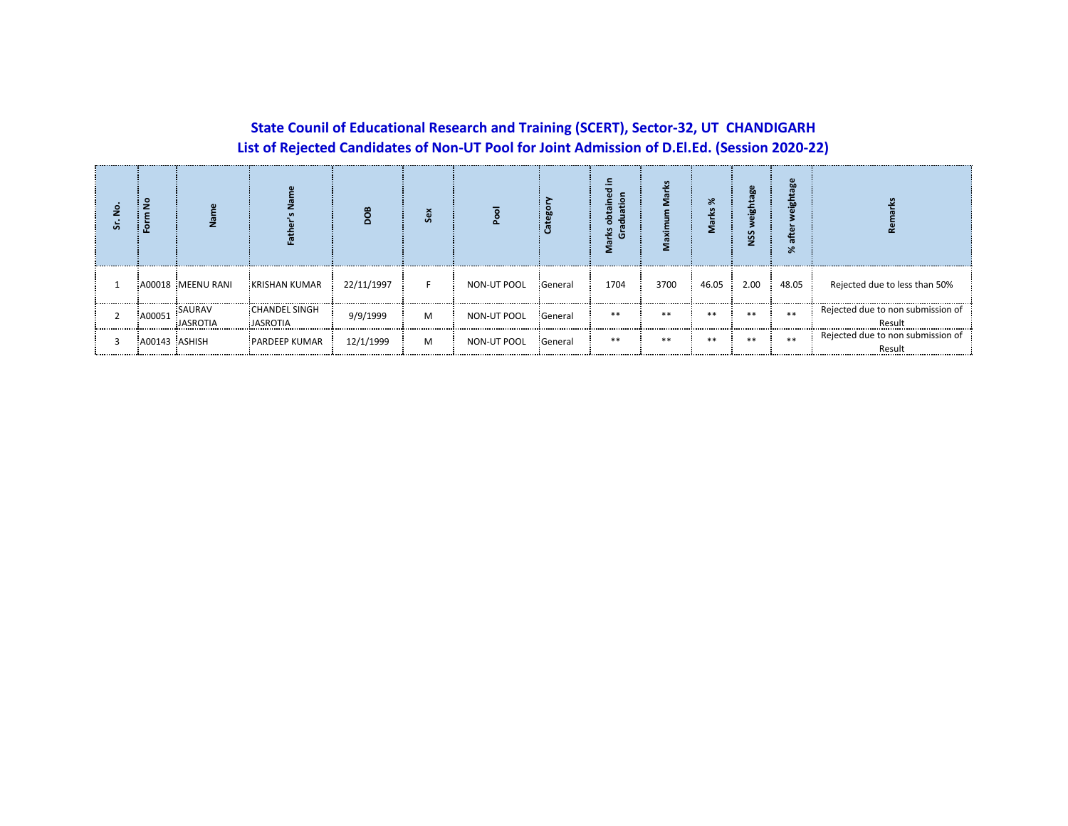## State Counil of Educational Research and Training (SCERT), Sector-32, UT CHANDIGARH
## List of Rejected Candidates of Non-UT Pool for Joint Admission of D.El.Ed. (Session 2020-22)

| Sr. No. | Form No | Name | Father's Name | DOB | Sex | Pool | Category | Marks obtained in Graduation | Maximum Marks | Marks % | NSS weightage | % after weightage | Remarks |
|---|---|---|---|---|---|---|---|---|---|---|---|---|---|
| 1 | A00018 | MEENU RANI | KRISHAN KUMAR | 22/11/1997 | F | NON-UT POOL | General | 1704 | 3700 | 46.05 | 2.00 | 48.05 | Rejected due to less than 50% |
| 2 | A00051 | SAURAV JASROTIA | CHANDEL SINGH JASROTIA | 9/9/1999 | M | NON-UT POOL | General | ** | ** | ** | ** | ** | Rejected due to non submission of Result |
| 3 | A00143 | ASHISH | PARDEEP KUMAR | 12/1/1999 | M | NON-UT POOL | General | ** | ** | ** | ** | ** | Rejected due to non submission of Result |